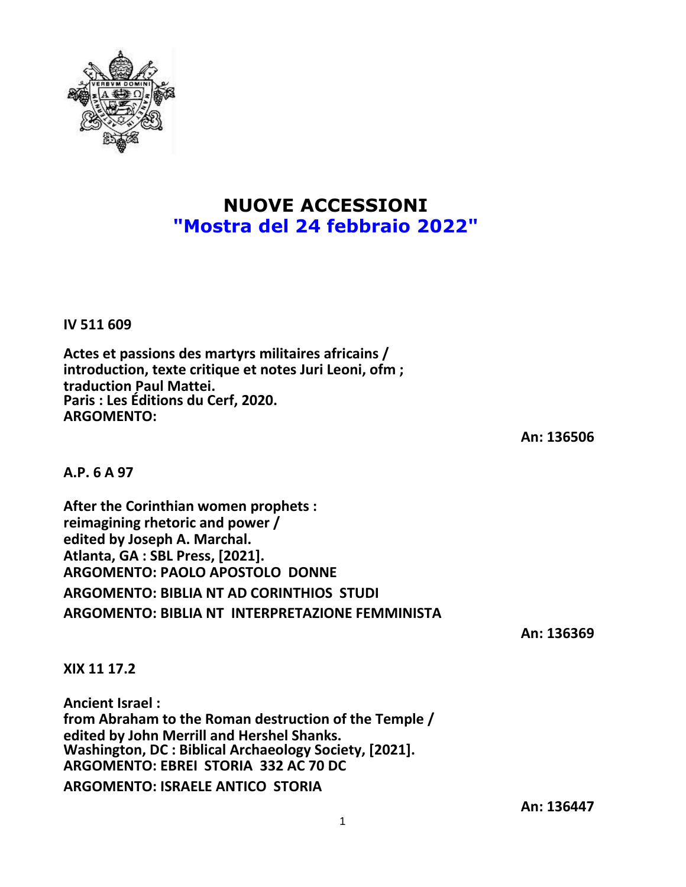# NUOVE ACCESSIONI
## "Mostra del 24 febbraio 2022"

**IV 511 609**

**Actes et passions des martyrs militaires africains / introduction, texte critique et notes Juri Leoni, ofm ; traduction Paul Mattei.**
**Paris : Les Éditions du Cerf, 2020.**
**ARGOMENTO:**

**An: 136506**

**A.P. 6 A 97**

**After the Corinthian women prophets : reimagining rhetoric and power / edited by Joseph A. Marchal.**
**Atlanta, GA : SBL Press, [2021].**
**ARGOMENTO: PAOLO APOSTOLO DONNE**
**ARGOMENTO: BIBLIA NT AD CORINTHIOS STUDI**
**ARGOMENTO: BIBLIA NT INTERPRETAZIONE FEMMINISTA**

**An: 136369**

**XIX 11 17.2**

**Ancient Israel : from Abraham to the Roman destruction of the Temple / edited by John Merrill and Hershel Shanks.**
**Washington, DC : Biblical Archaeology Society, [2021].**
**ARGOMENTO: EBREI STORIA 332 AC 70 DC**
**ARGOMENTO: ISRAELE ANTICO STORIA**

**An: 136447**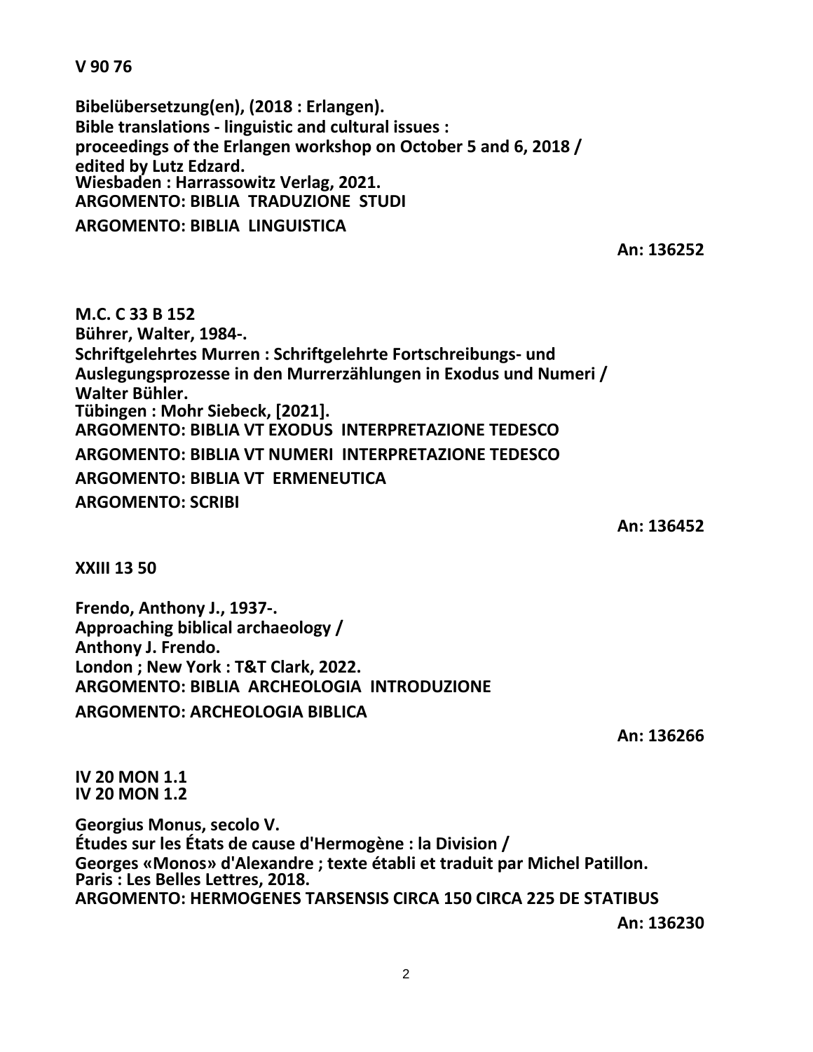**V 90 76**

**Bibelübersetzung(en), (2018 : Erlangen).**
**Bible translations - linguistic and cultural issues :**
**proceedings of the Erlangen workshop on October 5 and 6, 2018 /**
**edited by Lutz Edzard.**
**Wiesbaden : Harrassowitz Verlag, 2021.**
**ARGOMENTO: BIBLIA TRADUZIONE STUDI**
**ARGOMENTO: BIBLIA LINGUISTICA**

**An: 136252**

**M.C. C 33 B 152**
**Bührer, Walter, 1984-.**
**Schriftgelehrtes Murren : Schriftgelehrte Fortschreibungs- und Auslegungsprozesse in den Murrerzählungen in Exodus und Numeri /**
**Walter Bühler.**
**Tübingen : Mohr Siebeck, [2021].**
**ARGOMENTO: BIBLIA VT EXODUS INTERPRETAZIONE TEDESCO**
**ARGOMENTO: BIBLIA VT NUMERI INTERPRETAZIONE TEDESCO**
**ARGOMENTO: BIBLIA VT ERMENEUTICA**
**ARGOMENTO: SCRIBI**

**An: 136452**

**XXIII 13 50**

**Frendo, Anthony J., 1937-.**
**Approaching biblical archaeology /**
**Anthony J. Frendo.**
**London ; New York : T&T Clark, 2022.**
**ARGOMENTO: BIBLIA ARCHEOLOGIA INTRODUZIONE**
**ARGOMENTO: ARCHEOLOGIA BIBLICA**

**An: 136266**

**IV 20 MON 1.1**
**IV 20 MON 1.2**

**Georgius Monus, secolo V.**
**Études sur les États de cause d'Hermogène : la Division /**
**Georges «Monos» d'Alexandre ; texte établi et traduit par Michel Patillon.**
**Paris : Les Belles Lettres, 2018.**
**ARGOMENTO: HERMOGENES TARSENSIS CIRCA 150 CIRCA 225 DE STATIBUS**

**An: 136230**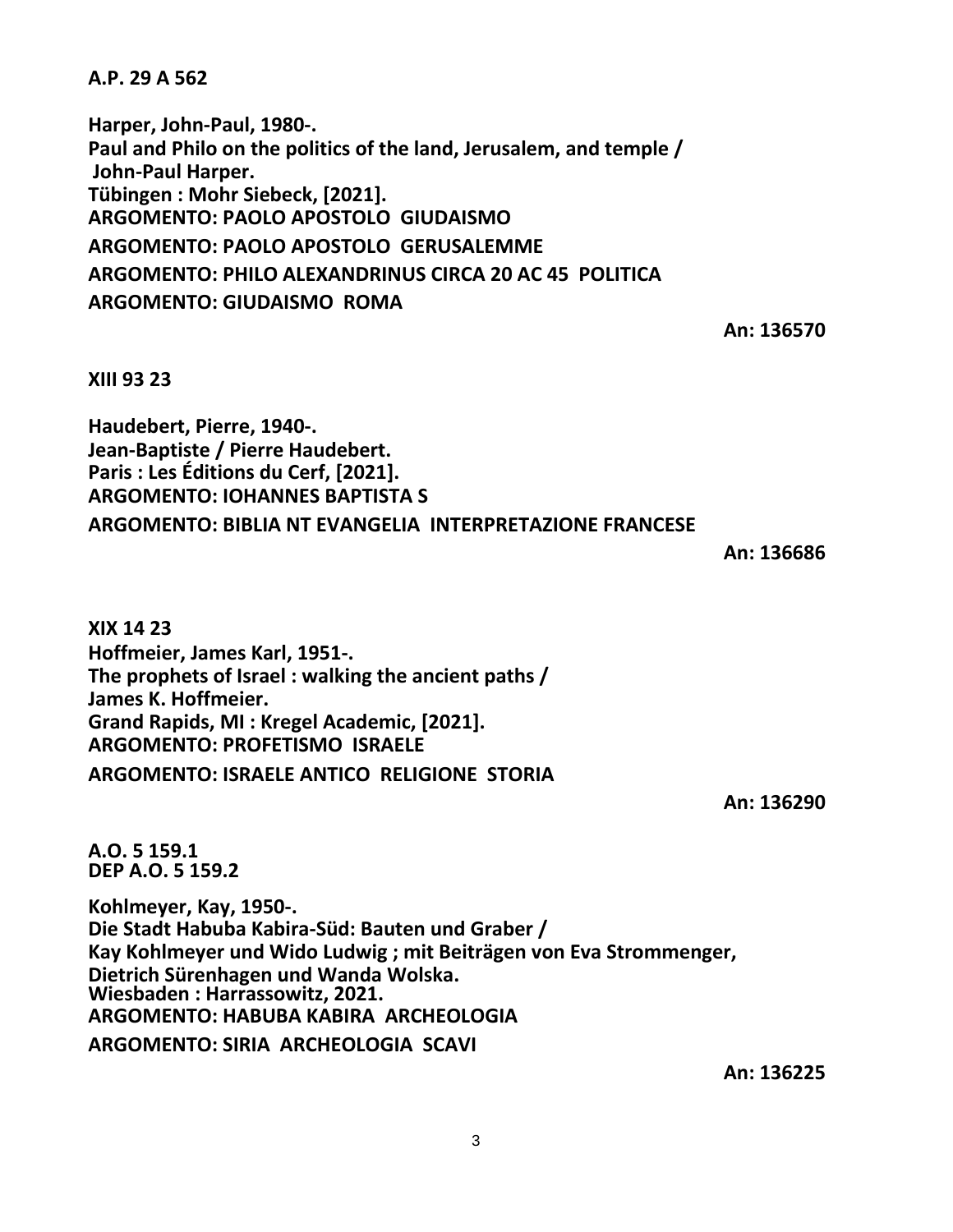**A.P. 29 A 562**

**Harper, John-Paul, 1980-.**
**Paul and Philo on the politics of the land, Jerusalem, and temple /**
**John-Paul Harper.**
**Tübingen : Mohr Siebeck, [2021].**
**ARGOMENTO: PAOLO APOSTOLO GIUDAISMO**
**ARGOMENTO: PAOLO APOSTOLO GERUSALEMME**
**ARGOMENTO: PHILO ALEXANDRINUS CIRCA 20 AC 45 POLITICA**
**ARGOMENTO: GIUDAISMO ROMA**

**An: 136570**

**XIII 93 23**

**Haudebert, Pierre, 1940-.**
**Jean-Baptiste / Pierre Haudebert.**
**Paris : Les Éditions du Cerf, [2021].**
**ARGOMENTO: IOHANNES BAPTISTA S**
**ARGOMENTO: BIBLIA NT EVANGELIA INTERPRETAZIONE FRANCESE**

**An: 136686**

**XIX 14 23**
**Hoffmeier, James Karl, 1951-.**
**The prophets of Israel : walking the ancient paths /**
**James K. Hoffmeier.**
**Grand Rapids, MI : Kregel Academic, [2021].**
**ARGOMENTO: PROFETISMO ISRAELE**
**ARGOMENTO: ISRAELE ANTICO RELIGIONE STORIA**

**An: 136290**

**A.O. 5 159.1**
**DEP A.O. 5 159.2**

**Kohlmeyer, Kay, 1950-.**
**Die Stadt Habuba Kabira-Süd: Bauten und Graber /**
**Kay Kohlmeyer und Wido Ludwig ; mit Beiträgen von Eva Strommenger,**
**Dietrich Sürenhagen und Wanda Wolska.**
**Wiesbaden : Harrassowitz, 2021.**
**ARGOMENTO: HABUBA KABIRA ARCHEOLOGIA**
**ARGOMENTO: SIRIA ARCHEOLOGIA SCAVI**

**An: 136225**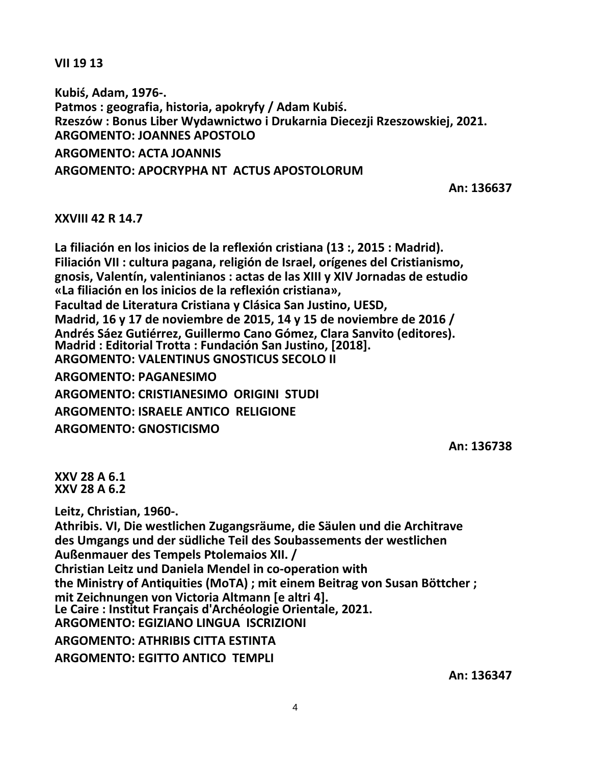**VII 19 13**

**Kubiś, Adam, 1976-.**
**Patmos : geografia, historia, apokryfy / Adam Kubiś.**
**Rzeszów : Bonus Liber Wydawnictwo i Drukarnia Diecezji Rzeszowskiej, 2021.**
**ARGOMENTO: JOANNES APOSTOLO**
**ARGOMENTO: ACTA JOANNIS**
**ARGOMENTO: APOCRYPHA NT ACTUS APOSTOLORUM**

**An: 136637**

**XXVIII 42 R 14.7**

**La filiación en los inicios de la reflexión cristiana (13 :, 2015 : Madrid).**
**Filiación VII : cultura pagana, religión de Israel, orígenes del Cristianismo, gnosis, Valentín, valentinianos : actas de las XIII y XIV Jornadas de estudio «La filiación en los inicios de la reflexión cristiana»,**
**Facultad de Literatura Cristiana y Clásica San Justino, UESD,**
**Madrid, 16 y 17 de noviembre de 2015, 14 y 15 de noviembre de 2016 /**
**Andrés Sáez Gutiérrez, Guillermo Cano Gómez, Clara Sanvito (editores).**
**Madrid : Editorial Trotta : Fundación San Justino, [2018].**
**ARGOMENTO: VALENTINUS GNOSTICUS SECOLO II**
**ARGOMENTO: PAGANESIMO**
**ARGOMENTO: CRISTIANESIMO ORIGINI STUDI**
**ARGOMENTO: ISRAELE ANTICO RELIGIONE**
**ARGOMENTO: GNOSTICISMO**

**An: 136738**

**XXV 28 A 6.1**
**XXV 28 A 6.2**

**Leitz, Christian, 1960-.**
**Athribis. VI, Die westlichen Zugangsräume, die Säulen und die Architrave des Umgangs und der südliche Teil des Soubassements der westlichen Außenmauer des Tempels Ptolemaios XII. /**
**Christian Leitz und Daniela Mendel in co-operation with the Ministry of Antiquities (MoTA) ; mit einem Beitrag von Susan Böttcher ; mit Zeichnungen von Victoria Altmann [e altri 4].**
**Le Caire : Institut Français d'Archéologie Orientale, 2021.**
**ARGOMENTO: EGIZIANO LINGUA ISCRIZIONI**
**ARGOMENTO: ATHRIBIS CITTA ESTINTA**
**ARGOMENTO: EGITTO ANTICO TEMPLI**

**An: 136347**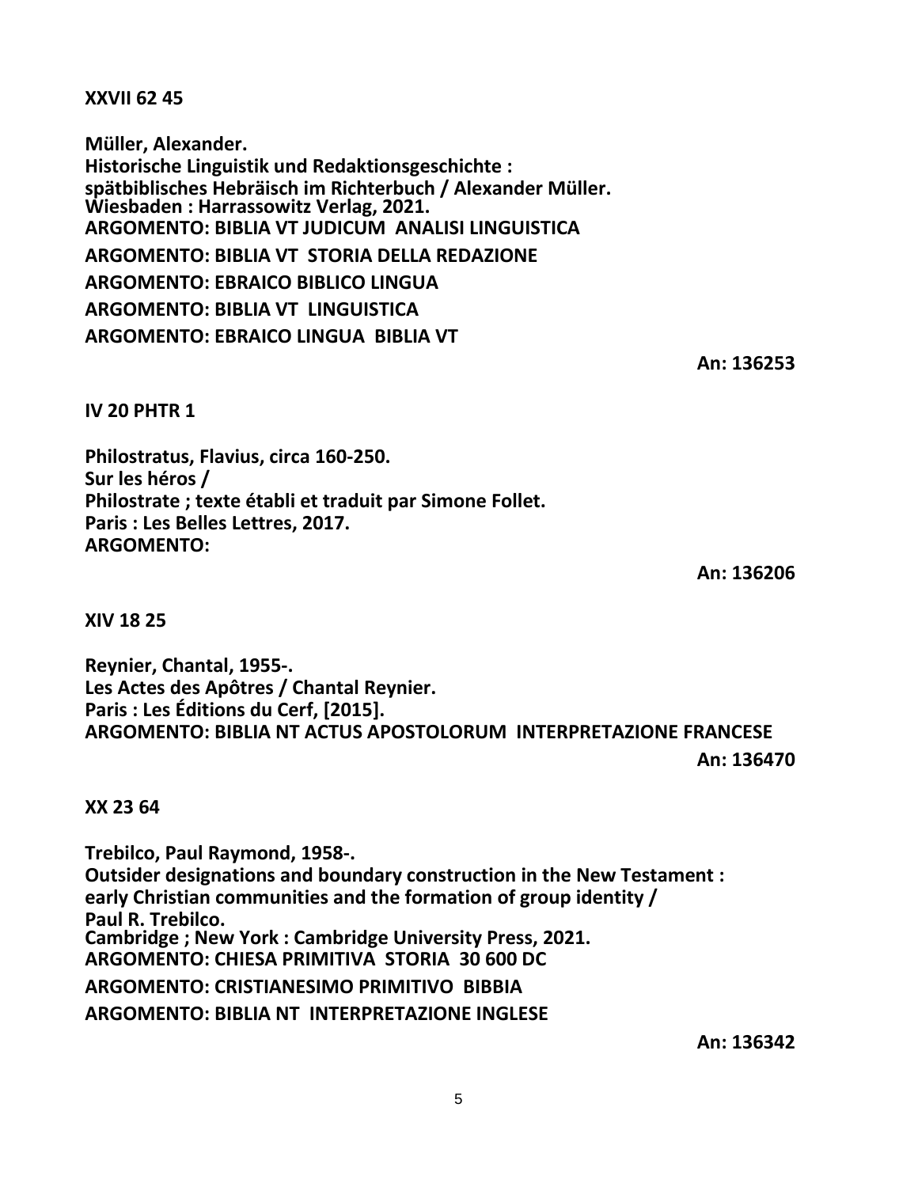**XXVII 62 45**

**Müller, Alexander.**
**Historische Linguistik und Redaktionsgeschichte :**
**spätbiblisches Hebräisch im Richterbuch / Alexander Müller.**
**Wiesbaden : Harrassowitz Verlag, 2021.**
**ARGOMENTO: BIBLIA VT JUDICUM ANALISI LINGUISTICA**
**ARGOMENTO: BIBLIA VT STORIA DELLA REDAZIONE**
**ARGOMENTO: EBRAICO BIBLICO LINGUA**
**ARGOMENTO: BIBLIA VT LINGUISTICA**
**ARGOMENTO: EBRAICO LINGUA BIBLIA VT**

**An: 136253**

**IV 20 PHTR 1**

**Philostratus, Flavius, circa 160-250.**
**Sur les héros /**
**Philostrate ; texte établi et traduit par Simone Follet.**
**Paris : Les Belles Lettres, 2017.**
**ARGOMENTO:**

**An: 136206**

**XIV 18 25**

**Reynier, Chantal, 1955-.**
**Les Actes des Apôtres / Chantal Reynier.**
**Paris : Les Éditions du Cerf, [2015].**
**ARGOMENTO: BIBLIA NT ACTUS APOSTOLORUM INTERPRETAZIONE FRANCESE**

**An: 136470**

**XX 23 64**

**Trebilco, Paul Raymond, 1958-.**
**Outsider designations and boundary construction in the New Testament :**
**early Christian communities and the formation of group identity /**
**Paul R. Trebilco.**
**Cambridge ; New York : Cambridge University Press, 2021.**
**ARGOMENTO: CHIESA PRIMITIVA STORIA 30 600 DC**
**ARGOMENTO: CRISTIANESIMO PRIMITIVO BIBBIA**
**ARGOMENTO: BIBLIA NT INTERPRETAZIONE INGLESE**

**An: 136342**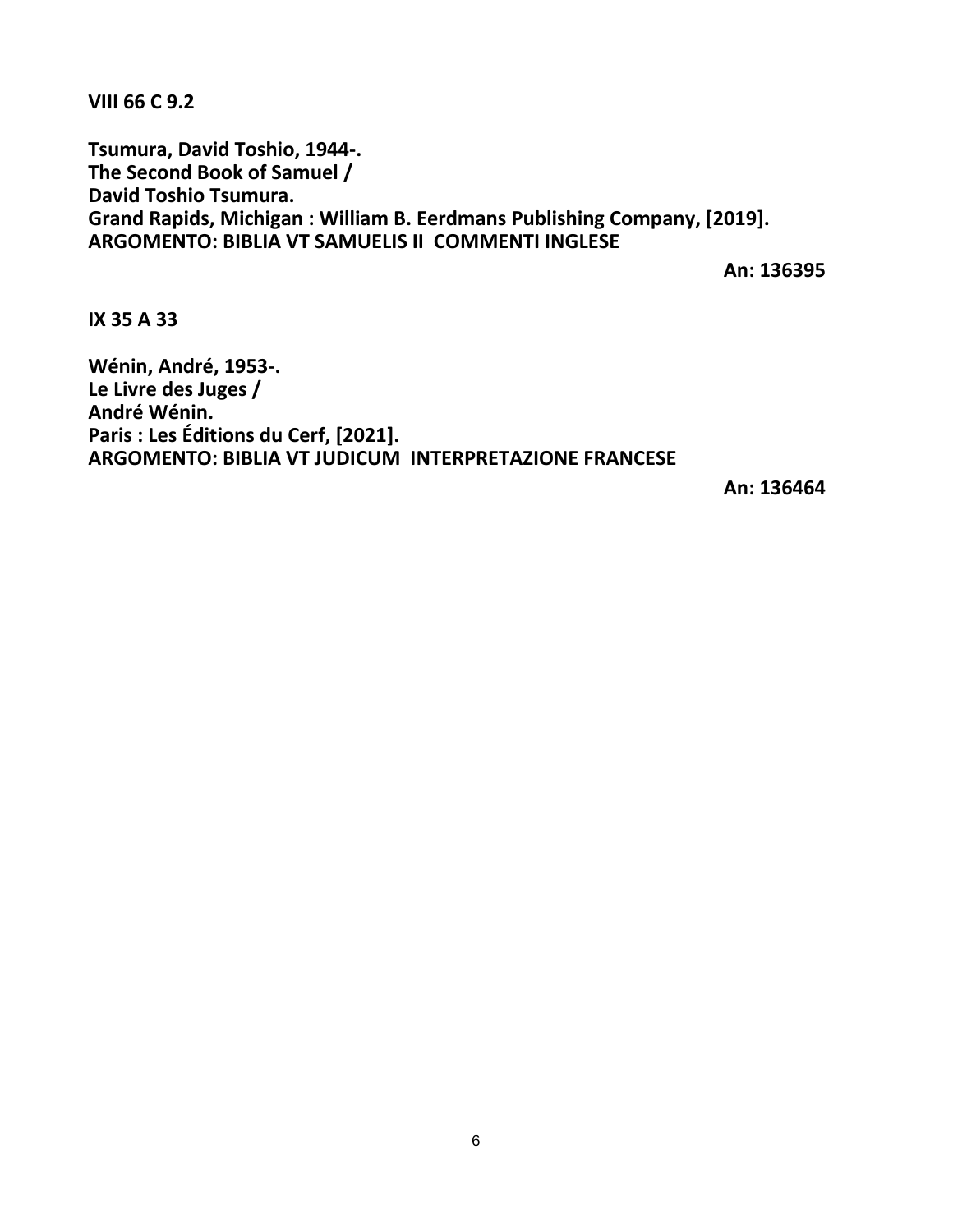**VIII 66 C 9.2**

**Tsumura, David Toshio, 1944-.**
**The Second Book of Samuel /**
**David Toshio Tsumura.**
**Grand Rapids, Michigan : William B. Eerdmans Publishing Company, [2019].**
**ARGOMENTO: BIBLIA VT SAMUELIS II COMMENTI INGLESE**

**An: 136395**

**IX 35 A 33**

**Wénin, André, 1953-.**
**Le Livre des Juges /**
**André Wénin.**
**Paris : Les Éditions du Cerf, [2021].**
**ARGOMENTO: BIBLIA VT JUDICUM INTERPRETAZIONE FRANCESE**

**An: 136464**